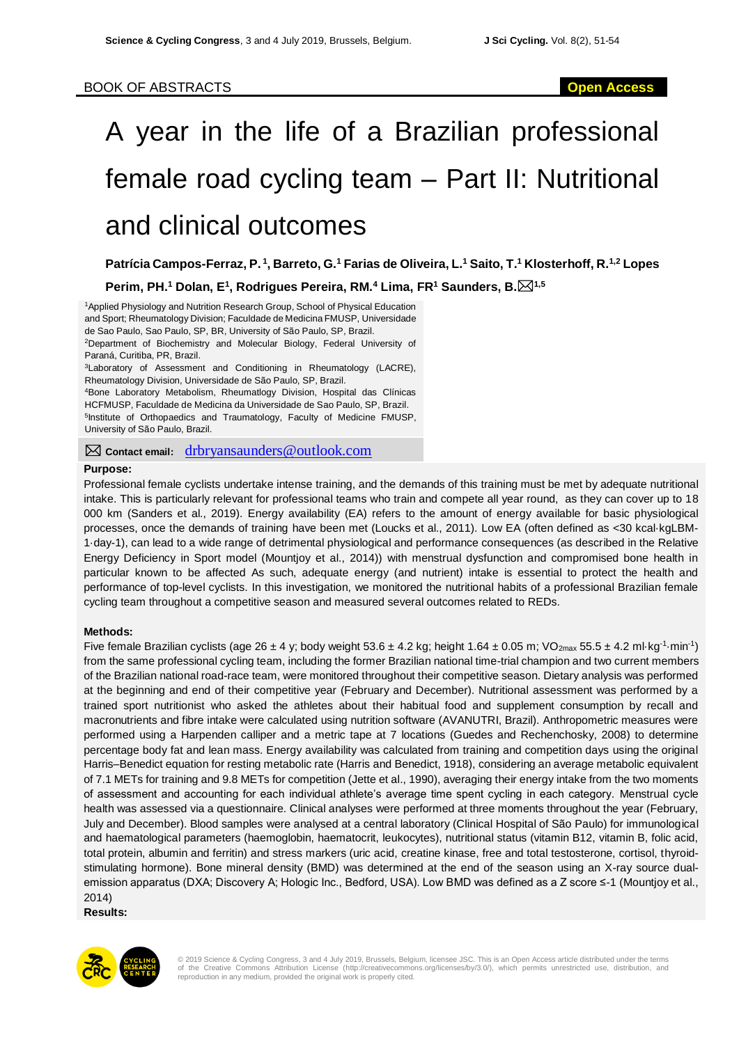BOOK OF ABSTRACTS

Open Access

# A year in the life of a Brazilian professional female road cycling team – Part II: Nutritional and clinical outcomes

**Patrícia Campos-Ferraz, P. [1], Barreto, G.[1] Farias de Oliveira, L.[1] Saito, T.[1] Klosterhoff, R.[1,2] Lopes Perim, PH.[1] Dolan, E[1], Rodrigues Pereira, RM.[4] Lima, FR[1] Saunders, B.✉[1,5]**

[1]Applied Physiology and Nutrition Research Group, School of Physical Education and Sport; Rheumatology Division; Faculdade de Medicina FMUSP, Universidade de Sao Paulo, Sao Paulo, SP, BR, University of São Paulo, SP, Brazil.
[2]Department of Biochemistry and Molecular Biology, Federal University of Paraná, Curitiba, PR, Brazil.
[3]Laboratory of Assessment and Conditioning in Rheumatology (LACRE), Rheumatology Division, Universidade de São Paulo, SP, Brazil.
[4]Bone Laboratory Metabolism, Rheumatlogy Division, Hospital das Clínicas HCFMUSP, Faculdade de Medicina da Universidade de Sao Paulo, SP, Brazil.
[5]Institute of Orthopaedics and Traumatology, Faculty of Medicine FMUSP, University of São Paulo, Brazil.

✉ **Contact email:** drbryansaunders@outlook.com

**Purpose:**

Professional female cyclists undertake intense training, and the demands of this training must be met by adequate nutritional intake. This is particularly relevant for professional teams who train and compete all year round, as they can cover up to 18 000 km (Sanders et al., 2019). Energy availability (EA) refers to the amount of energy available for basic physiological processes, once the demands of training have been met (Loucks et al., 2011). Low EA (often defined as <30 kcal·kgLBM-1·day-1), can lead to a wide range of detrimental physiological and performance consequences (as described in the Relative Energy Deficiency in Sport model (Mountjoy et al., 2014)) with menstrual dysfunction and compromised bone health in particular known to be affected As such, adequate energy (and nutrient) intake is essential to protect the health and performance of top-level cyclists. In this investigation, we monitored the nutritional habits of a professional Brazilian female cycling team throughout a competitive season and measured several outcomes related to REDs.

**Methods:**

Five female Brazilian cyclists (age 26 ± 4 y; body weight 53.6 ± 4.2 kg; height 1.64 ± 0.05 m; $VO_{2max}$ 55.5 ± 4.2 ml·kg$^{-1}$·min$^{-1}$) from the same professional cycling team, including the former Brazilian national time-trial champion and two current members of the Brazilian national road-race team, were monitored throughout their competitive season. Dietary analysis was performed at the beginning and end of their competitive year (February and December). Nutritional assessment was performed by a trained sport nutritionist who asked the athletes about their habitual food and supplement consumption by recall and macronutrients and fibre intake were calculated using nutrition software (AVANUTRI, Brazil). Anthropometric measures were performed using a Harpenden calliper and a metric tape at 7 locations (Guedes and Rechenchosky, 2008) to determine percentage body fat and lean mass. Energy availability was calculated from training and competition days using the original Harris–Benedict equation for resting metabolic rate (Harris and Benedict, 1918), considering an average metabolic equivalent of 7.1 METs for training and 9.8 METs for competition (Jette et al., 1990), averaging their energy intake from the two moments of assessment and accounting for each individual athlete's average time spent cycling in each category. Menstrual cycle health was assessed via a questionnaire. Clinical analyses were performed at three moments throughout the year (February, July and December). Blood samples were analysed at a central laboratory (Clinical Hospital of São Paulo) for immunological and haematological parameters (haemoglobin, haematocrit, leukocytes), nutritional status (vitamin B12, vitamin B, folic acid, total protein, albumin and ferritin) and stress markers (uric acid, creatine kinase, free and total testosterone, cortisol, thyroid-stimulating hormone). Bone mineral density (BMD) was determined at the end of the season using an X-ray source dual-emission apparatus (DXA; Discovery A; Hologic Inc., Bedford, USA). Low BMD was defined as a Z score ≤-1 (Mountjoy et al., 2014)

**Results:**

© 2019 Science & Cycling Congress, 3 and 4 July 2019, Brussels, Belgium, licensee JSC. This is an Open Access article distributed under the terms of the Creative Commons Attribution License (http://creativecommons.org/licenses/by/3.0/), which permits unrestricted use, distribution, and reproduction in any medium, provided the original work is properly cited.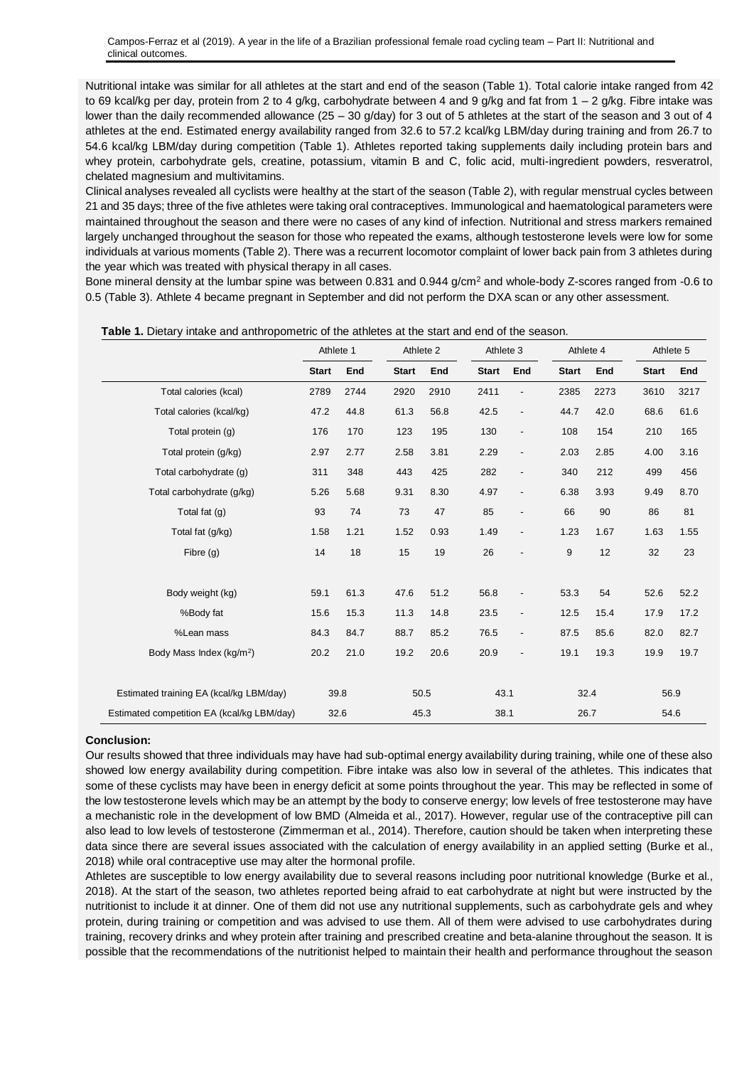Nutritional intake was similar for all athletes at the start and end of the season (Table 1). Total calorie intake ranged from 42 to 69 kcal/kg per day, protein from 2 to 4 g/kg, carbohydrate between 4 and 9 g/kg and fat from 1 – 2 g/kg. Fibre intake was lower than the daily recommended allowance (25 – 30 g/day) for 3 out of 5 athletes at the start of the season and 3 out of 4 athletes at the end. Estimated energy availability ranged from 32.6 to 57.2 kcal/kg LBM/day during training and from 26.7 to 54.6 kcal/kg LBM/day during competition (Table 1). Athletes reported taking supplements daily including protein bars and whey protein, carbohydrate gels, creatine, potassium, vitamin B and C, folic acid, multi-ingredient powders, resveratrol, chelated magnesium and multivitamins.

Clinical analyses revealed all cyclists were healthy at the start of the season (Table 2), with regular menstrual cycles between 21 and 35 days; three of the five athletes were taking oral contraceptives. Immunological and haematological parameters were maintained throughout the season and there were no cases of any kind of infection. Nutritional and stress markers remained largely unchanged throughout the season for those who repeated the exams, although testosterone levels were low for some individuals at various moments (Table 2). There was a recurrent locomotor complaint of lower back pain from 3 athletes during the year which was treated with physical therapy in all cases.

Bone mineral density at the lumbar spine was between 0.831 and 0.944 g/cm$^2$ and whole-body Z-scores ranged from -0.6 to 0.5 (Table 3). Athlete 4 became pregnant in September and did not perform the DXA scan or any other assessment.

**Table 1.** Dietary intake and anthropometric of the athletes at the start and end of the season.

| | Athlete 1 | | Athlete 2 | | Athlete 3 | | Athlete 4 | | Athlete 5 | |
|---|---|---|---|---|---|---|---|---|---|---|
| | **Start** | **End** | **Start** | **End** | **Start** | **End** | **Start** | **End** | **Start** | **End** |
| Total calories (kcal) | 2789 | 2744 | 2920 | 2910 | 2411 | - | 2385 | 2273 | 3610 | 3217 |
| Total calories (kcal/kg) | 47.2 | 44.8 | 61.3 | 56.8 | 42.5 | - | 44.7 | 42.0 | 68.6 | 61.6 |
| Total protein (g) | 176 | 170 | 123 | 195 | 130 | - | 108 | 154 | 210 | 165 |
| Total protein (g/kg) | 2.97 | 2.77 | 2.58 | 3.81 | 2.29 | - | 2.03 | 2.85 | 4.00 | 3.16 |
| Total carbohydrate (g) | 311 | 348 | 443 | 425 | 282 | - | 340 | 212 | 499 | 456 |
| Total carbohydrate (g/kg) | 5.26 | 5.68 | 9.31 | 8.30 | 4.97 | - | 6.38 | 3.93 | 9.49 | 8.70 |
| Total fat (g) | 93 | 74 | 73 | 47 | 85 | - | 66 | 90 | 86 | 81 |
| Total fat (g/kg) | 1.58 | 1.21 | 1.52 | 0.93 | 1.49 | - | 1.23 | 1.67 | 1.63 | 1.55 |
| Fibre (g) | 14 | 18 | 15 | 19 | 26 | - | 9 | 12 | 32 | 23 |
| Body weight (kg) | 59.1 | 61.3 | 47.6 | 51.2 | 56.8 | - | 53.3 | 54 | 52.6 | 52.2 |
| %Body fat | 15.6 | 15.3 | 11.3 | 14.8 | 23.5 | - | 12.5 | 15.4 | 17.9 | 17.2 |
| %Lean mass | 84.3 | 84.7 | 88.7 | 85.2 | 76.5 | - | 87.5 | 85.6 | 82.0 | 82.7 |
| Body Mass Index (kg/m$^2$) | 20.2 | 21.0 | 19.2 | 20.6 | 20.9 | - | 19.1 | 19.3 | 19.9 | 19.7 |
| Estimated training EA (kcal/kg LBM/day) | 39.8 | | 50.5 | | 43.1 | | 32.4 | | 56.9 | |
| Estimated competition EA (kcal/kg LBM/day) | 32.6 | | 45.3 | | 38.1 | | 26.7 | | 54.6 | |

**Conclusion:**

Our results showed that three individuals may have had sub-optimal energy availability during training, while one of these also showed low energy availability during competition. Fibre intake was also low in several of the athletes. This indicates that some of these cyclists may have been in energy deficit at some points throughout the year. This may be reflected in some of the low testosterone levels which may be an attempt by the body to conserve energy; low levels of free testosterone may have a mechanistic role in the development of low BMD (Almeida et al., 2017). However, regular use of the contraceptive pill can also lead to low levels of testosterone (Zimmerman et al., 2014). Therefore, caution should be taken when interpreting these data since there are several issues associated with the calculation of energy availability in an applied setting (Burke et al., 2018) while oral contraceptive use may alter the hormonal profile.

Athletes are susceptible to low energy availability due to several reasons including poor nutritional knowledge (Burke et al., 2018). At the start of the season, two athletes reported being afraid to eat carbohydrate at night but were instructed by the nutritionist to include it at dinner. One of them did not use any nutritional supplements, such as carbohydrate gels and whey protein, during training or competition and was advised to use them. All of them were advised to use carbohydrates during training, recovery drinks and whey protein after training and prescribed creatine and beta-alanine throughout the season. It is possible that the recommendations of the nutritionist helped to maintain their health and performance throughout the season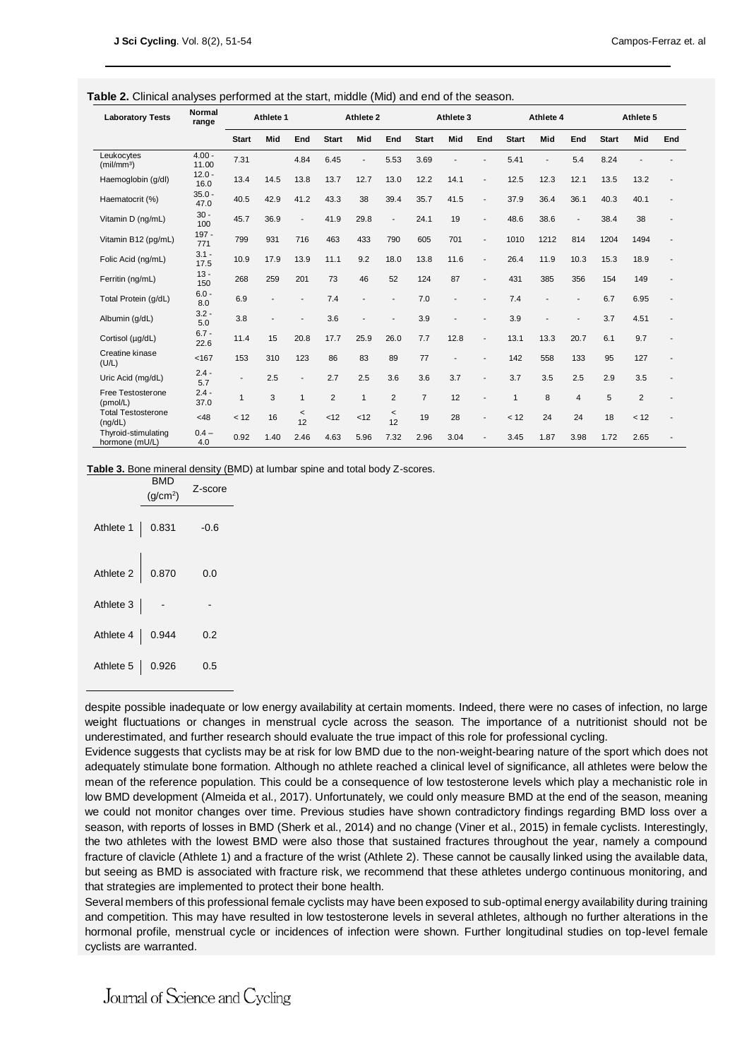**Table 2.** Clinical analyses performed at the start, middle (Mid) and end of the season.

| Laboratory Tests | Normal range | Athlete 1 | | | Athlete 2 | | | Athlete 3 | | | Athlete 4 | | | Athlete 5 | | |
|---|---|---|---|---|---|---|---|---|---|---|---|---|---|---|---|---|
| | | Start | Mid | End | Start | Mid | End | Start | Mid | End | Start | Mid | End | Start | Mid | End |
| Leukocytes (mil/mm³) | 4.00 - 11.00 | 7.31 | | 4.84 | 6.45 | - | 5.53 | 3.69 | - | - | 5.41 | - | 5.4 | 8.24 | - | - |
| Haemoglobin (g/dl) | 12.0 - 16.0 | 13.4 | 14.5 | 13.8 | 13.7 | 12.7 | 13.0 | 12.2 | 14.1 | - | 12.5 | 12.3 | 12.1 | 13.5 | 13.2 | - |
| Haematocrit (%) | 35.0 - 47.0 | 40.5 | 42.9 | 41.2 | 43.3 | 38 | 39.4 | 35.7 | 41.5 | - | 37.9 | 36.4 | 36.1 | 40.3 | 40.1 | - |
| Vitamin D (ng/mL) | 30 - 100 | 45.7 | 36.9 | - | 41.9 | 29.8 | - | 24.1 | 19 | - | 48.6 | 38.6 | - | 38.4 | 38 | - |
| Vitamin B12 (pg/mL) | 197 - 771 | 799 | 931 | 716 | 463 | 433 | 790 | 605 | 701 | - | 1010 | 1212 | 814 | 1204 | 1494 | - |
| Folic Acid (ng/mL) | 3.1 - 17.5 | 10.9 | 17.9 | 13.9 | 11.1 | 9.2 | 18.0 | 13.8 | 11.6 | - | 26.4 | 11.9 | 10.3 | 15.3 | 18.9 | - |
| Ferritin (ng/mL) | 13 - 150 | 268 | 259 | 201 | 73 | 46 | 52 | 124 | 87 | - | 431 | 385 | 356 | 154 | 149 | - |
| Total Protein (g/dL) | 6.0 - 8.0 | 6.9 | - | - | 7.4 | - | - | 7.0 | - | - | 7.4 | - | - | 6.7 | 6.95 | - |
| Albumin (g/dL) | 3.2 - 5.0 | 3.8 | - | - | 3.6 | - | - | 3.9 | - | - | 3.9 | - | - | 3.7 | 4.51 | - |
| Cortisol (µg/dL) | 6.7 - 22.6 | 11.4 | 15 | 20.8 | 17.7 | 25.9 | 26.0 | 7.7 | 12.8 | - | 13.1 | 13.3 | 20.7 | 6.1 | 9.7 | - |
| Creatine kinase (U/L) | <167 | 153 | 310 | 123 | 86 | 83 | 89 | 77 | - | - | 142 | 558 | 133 | 95 | 127 | - |
| Uric Acid (mg/dL) | 2.4 - 5.7 | - | 2.5 | - | 2.7 | 2.5 | 3.6 | 3.6 | 3.7 | - | 3.7 | 3.5 | 2.5 | 2.9 | 3.5 | - |
| Free Testosterone (pmol/L) | 2.4 - 37.0 | 1 | 3 | 1 | 2 | 1 | 2 | 7 | 12 | - | 1 | 8 | 4 | 5 | 2 | - |
| Total Testosterone (ng/dL) | <48 | < 12 | 16 | < 12 | <12 | <12 | < 12 | 19 | 28 | - | < 12 | 24 | 24 | 18 | < 12 | - |
| Thyroid-stimulating hormone (mU/L) | 0.4 – 4.0 | 0.92 | 1.40 | 2.46 | 4.63 | 5.96 | 7.32 | 2.96 | 3.04 | - | 3.45 | 1.87 | 3.98 | 1.72 | 2.65 | - |

**Table 3.** Bone mineral density (BMD) at lumbar spine and total body Z-scores.

| | BMD (g/cm²) | Z-score |
|---|---|---|
| Athlete 1 | 0.831 | -0.6 |
| Athlete 2 | 0.870 | 0.0 |
| Athlete 3 | - | - |
| Athlete 4 | 0.944 | 0.2 |
| Athlete 5 | 0.926 | 0.5 |

despite possible inadequate or low energy availability at certain moments. Indeed, there were no cases of infection, no large weight fluctuations or changes in menstrual cycle across the season. The importance of a nutritionist should not be underestimated, and further research should evaluate the true impact of this role for professional cycling.

Evidence suggests that cyclists may be at risk for low BMD due to the non-weight-bearing nature of the sport which does not adequately stimulate bone formation. Although no athlete reached a clinical level of significance, all athletes were below the mean of the reference population. This could be a consequence of low testosterone levels which play a mechanistic role in low BMD development (Almeida et al., 2017). Unfortunately, we could only measure BMD at the end of the season, meaning we could not monitor changes over time. Previous studies have shown contradictory findings regarding BMD loss over a season, with reports of losses in BMD (Sherk et al., 2014) and no change (Viner et al., 2015) in female cyclists. Interestingly, the two athletes with the lowest BMD were also those that sustained fractures throughout the year, namely a compound fracture of clavicle (Athlete 1) and a fracture of the wrist (Athlete 2). These cannot be causally linked using the available data, but seeing as BMD is associated with fracture risk, we recommend that these athletes undergo continuous monitoring, and that strategies are implemented to protect their bone health.

Several members of this professional female cyclists may have been exposed to sub-optimal energy availability during training and competition. This may have resulted in low testosterone levels in several athletes, although no further alterations in the hormonal profile, menstrual cycle or incidences of infection were shown. Further longitudinal studies on top-level female cyclists are warranted.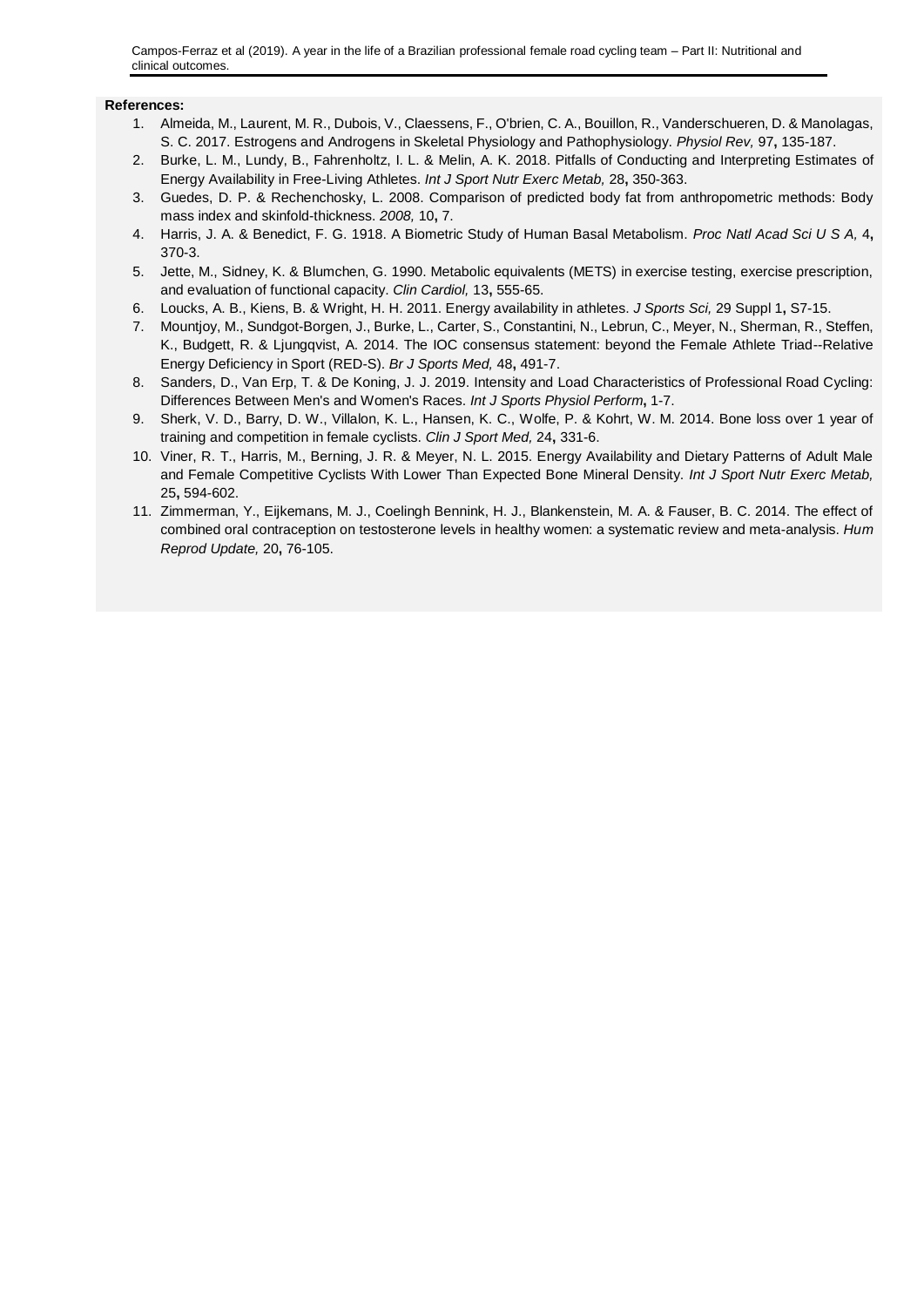**References:**

1. Almeida, M., Laurent, M. R., Dubois, V., Claessens, F., O'brien, C. A., Bouillon, R., Vanderschueren, D. & Manolagas, S. C. 2017. Estrogens and Androgens in Skeletal Physiology and Pathophysiology. *Physiol Rev,* 97**,** 135-187.
2. Burke, L. M., Lundy, B., Fahrenholtz, I. L. & Melin, A. K. 2018. Pitfalls of Conducting and Interpreting Estimates of Energy Availability in Free-Living Athletes. *Int J Sport Nutr Exerc Metab,* 28**,** 350-363.
3. Guedes, D. P. & Rechenchosky, L. 2008. Comparison of predicted body fat from anthropometric methods: Body mass index and skinfold-thickness. *2008,* 10**,** 7.
4. Harris, J. A. & Benedict, F. G. 1918. A Biometric Study of Human Basal Metabolism. *Proc Natl Acad Sci U S A,* 4**,** 370-3.
5. Jette, M., Sidney, K. & Blumchen, G. 1990. Metabolic equivalents (METS) in exercise testing, exercise prescription, and evaluation of functional capacity. *Clin Cardiol,* 13**,** 555-65.
6. Loucks, A. B., Kiens, B. & Wright, H. H. 2011. Energy availability in athletes. *J Sports Sci,* 29 Suppl 1**,** S7-15.
7. Mountjoy, M., Sundgot-Borgen, J., Burke, L., Carter, S., Constantini, N., Lebrun, C., Meyer, N., Sherman, R., Steffen, K., Budgett, R. & Ljungqvist, A. 2014. The IOC consensus statement: beyond the Female Athlete Triad--Relative Energy Deficiency in Sport (RED-S). *Br J Sports Med,* 48**,** 491-7.
8. Sanders, D., Van Erp, T. & De Koning, J. J. 2019. Intensity and Load Characteristics of Professional Road Cycling: Differences Between Men's and Women's Races. *Int J Sports Physiol Perform***,** 1-7.
9. Sherk, V. D., Barry, D. W., Villalon, K. L., Hansen, K. C., Wolfe, P. & Kohrt, W. M. 2014. Bone loss over 1 year of training and competition in female cyclists. *Clin J Sport Med,* 24**,** 331-6.
10. Viner, R. T., Harris, M., Berning, J. R. & Meyer, N. L. 2015. Energy Availability and Dietary Patterns of Adult Male and Female Competitive Cyclists With Lower Than Expected Bone Mineral Density. *Int J Sport Nutr Exerc Metab,* 25**,** 594-602.
11. Zimmerman, Y., Eijkemans, M. J., Coelingh Bennink, H. J., Blankenstein, M. A. & Fauser, B. C. 2014. The effect of combined oral contraception on testosterone levels in healthy women: a systematic review and meta-analysis. *Hum Reprod Update,* 20**,** 76-105.